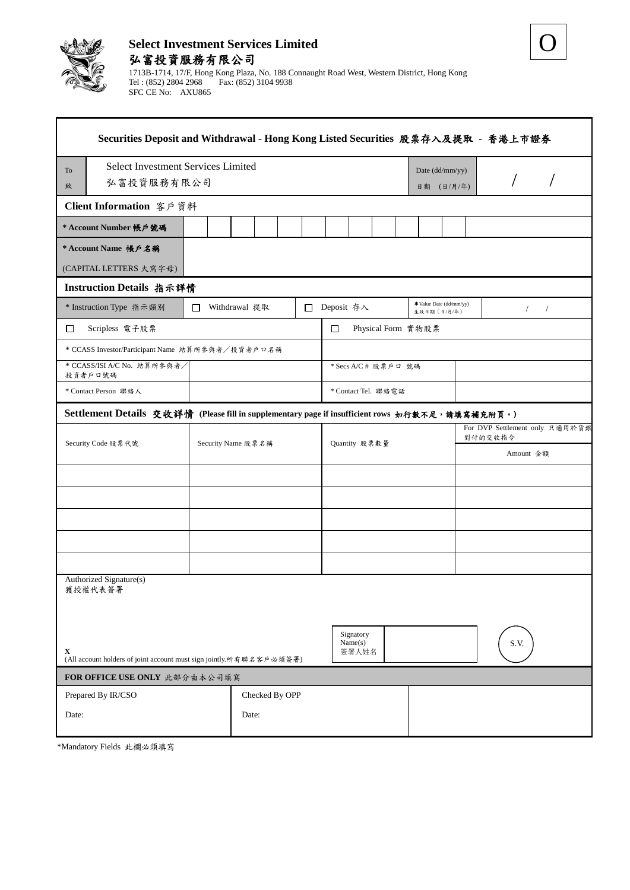**O**

# Select Investment Services Limited
# 弘富投資服務有限公司

1713B-1714, 17/F, Hong Kong Plaza, No. 188 Connaught Road West, Western District, Hong Kong
Tel : (852) 2804 2968 Fax: (852) 3104 9938
SFC CE No: AXU865

## Securities Deposit and Withdrawal - Hong Kong Listed Securities 股票存入及提取 - 香港上市證券

| To 致 | Select Investment Services Limited 弘富投資服務有限公司 | Date (dd/mm/yy) 日期 (日/月/年) | / / |
|---|---|---|---|

### Client Information 客戶資料

| | |
|---|---|
| **\* Account Number 帳戶號碼** | |
| **\* Account Name 帳戶名稱** (CAPITAL LETTERS 大寫字母) | |

### Instruction Details 指示詳情

| \* Instruction Type 指示類別 | ☐ Withdrawal 提取 | ☐ Deposit 存入 | \* Value Date (dd/mm/yy) 生效日期(日/月/年) | / / |
|---|---|---|---|---|
| ☐ Scripless 電子股票 | | ☐ Physical Form 實物股票 | | |
| \* CCASS Investor/Participant Name 結算所參與者/投資者戶口名稱 | | | | |
| \* CCASS/ISI A/C No. 結算所參與者/投資者戶口號碼 | | \* Secs A/C # 股票戶口 號碼 | | |
| \* Contact Person 聯絡人 | | \* Contact Tel. 聯絡電話 | | |

### Settlement Details 交收詳情 (Please fill in supplementary page if insufficient rows 如行數不足,請填寫補充附頁。)

| Security Code 股票代號 | Security Name 股票名稱 | Quantity 股票數量 | For DVP Settlement only 只適用於貨銀對付的交收指令 Amount 金額 |
|---|---|---|---|
| | | | |
| | | | |
| | | | |
| | | | |
| | | | |

Authorized Signature(s)
獲授權代表簽署

X
(All account holders of joint account must sign jointly.所有聯名客戶必須簽署)

Signatory Name(s) 簽署人姓名

S.V.

### FOR OFFICE USE ONLY 此部分由本公司填寫

| Prepared By IR/CSO | Checked By OPP | |
|---|---|---|
| Date: | Date: | |

\*Mandatory Fields 此欄必須填寫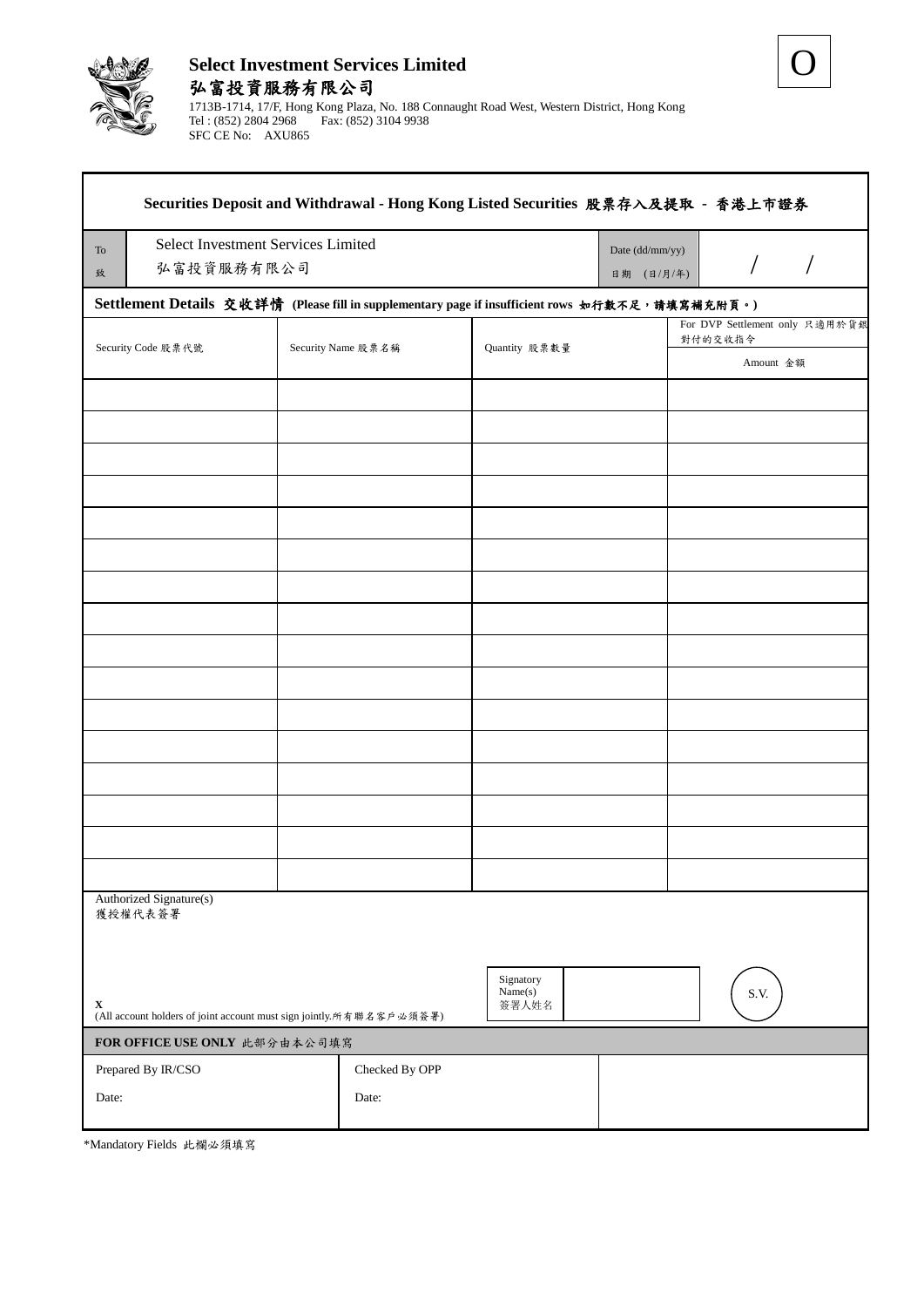**Select Investment Services Limited**
**弘富投資服務有限公司**
1713B-1714, 17/F, Hong Kong Plaza, No. 188 Connaught Road West, Western District, Hong Kong
Tel : (852) 2804 2968 Fax: (852) 3104 9938
SFC CE No: AXU865

O

## Securities Deposit and Withdrawal - Hong Kong Listed Securities 股票存入及提取 - 香港上市證券

| | | | |
|---|---|---|---|
| To 致 | Select Investment Services Limited 弘富投資服務有限公司 | Date (dd/mm/yy) 日期 (日/月/年) | / / |

**Settlement Details 交收詳情 (Please fill in supplementary page if insufficient rows 如行數不足，請填寫補充附頁。)**

| Security Code 股票代號 | Security Name 股票名稱 | Quantity 股票數量 | For DVP Settlement only 只適用於貨銀對付的交收指令<br>Amount 金額 |
|---|---|---|---|
| | | | |
| | | | |
| | | | |
| | | | |
| | | | |
| | | | |
| | | | |
| | | | |
| | | | |
| | | | |
| | | | |
| | | | |
| | | | |
| | | | |
| | | | |
| | | | |

Authorized Signature(s)
獲授權代表簽署

X
(All account holders of joint account must sign jointly.所有聯名客戶必須簽署)

| | | |
|---|---|---|
| Signatory Name(s) 簽署人姓名 | | S.V. |

**FOR OFFICE USE ONLY 此部分由本公司填寫**

| | | |
|---|---|---|
| Prepared By IR/CSO<br>Date: | Checked By OPP<br>Date: | |

*Mandatory Fields 此欄必須填寫